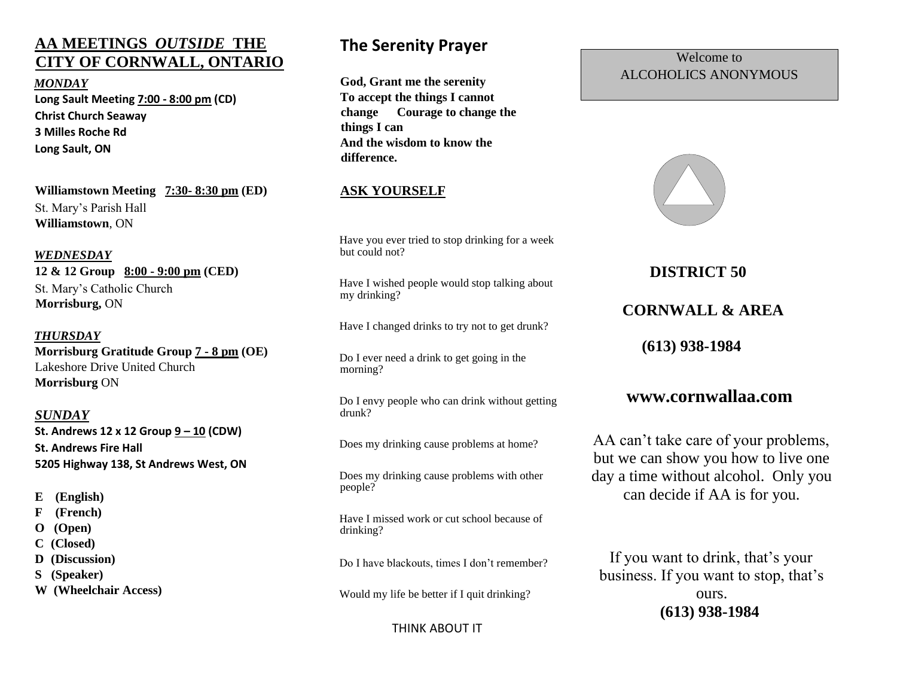## AA MEETINGS *OUTSIDE* THE CITY OF CORNWALL, ONTARIO

***MONDAY***

**Long Sault Meeting 7:00 - 8:00 pm (CD)**
**Christ Church Seaway**
**3 Milles Roche Rd**
**Long Sault, ON**

**Williamstown Meeting 7:30- 8:30 pm (ED)**
St. Mary's Parish Hall
**Williamstown**, ON

***WEDNESDAY***

**12 & 12 Group 8:00 - 9:00 pm (CED)**
St. Mary's Catholic Church
**Morrisburg,** ON

***THURSDAY***

**Morrisburg Gratitude Group 7 - 8 pm (OE)**
Lakeshore Drive United Church
**Morrisburg** ON

***SUNDAY***

**St. Andrews 12 x 12 Group 9 – 10 (CDW)**
**St. Andrews Fire Hall**
**5205 Highway 138, St Andrews West, ON**

**E (English)**
**F (French)**
**O (Open)**
**C (Closed)**
**D (Discussion)**
**S (Speaker)**
**W (Wheelchair Access)**

## The Serenity Prayer

**God, Grant me the serenity To accept the things I cannot change Courage to change the things I can And the wisdom to know the difference.**

**ASK YOURSELF**

Have you ever tried to stop drinking for a week but could not?

Have I wished people would stop talking about my drinking?

Have I changed drinks to try not to get drunk?

Do I ever need a drink to get going in the morning?

Do I envy people who can drink without getting drunk?

Does my drinking cause problems at home?

Does my drinking cause problems with other people?

Have I missed work or cut school because of drinking?

Do I have blackouts, times I don't remember?

Would my life be better if I quit drinking?

THINK ABOUT IT

Welcome to
ALCOHOLICS ANONYMOUS

**DISTRICT 50**

**CORNWALL & AREA**

**(613) 938-1984**

**www.cornwallaa.com**

AA can't take care of your problems, but we can show you how to live one day a time without alcohol. Only you can decide if AA is for you.

If you want to drink, that's your business. If you want to stop, that's ours.
**(613) 938-1984**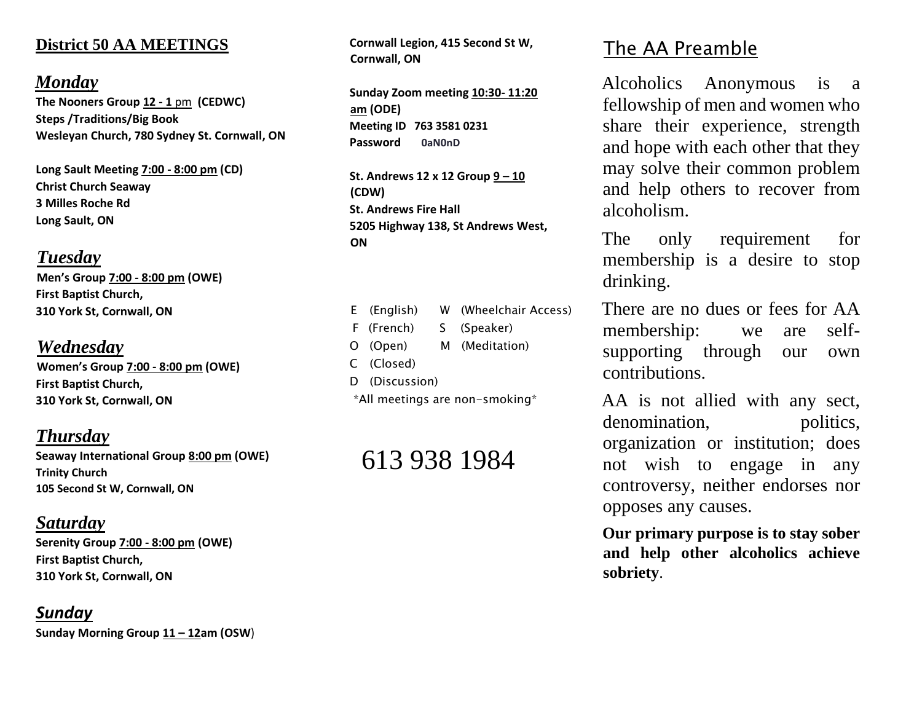**District 50 AA MEETINGS**

## *Monday*

**The Nooners Group 12 - 1 pm (CEDWC)**
**Steps /Traditions/Big Book**
**Wesleyan Church, 780 Sydney St. Cornwall, ON**

**Long Sault Meeting 7:00 - 8:00 pm (CD)**
**Christ Church Seaway**
**3 Milles Roche Rd**
**Long Sault, ON**

## *Tuesday*

**Men's Group 7:00 - 8:00 pm (OWE)**
**First Baptist Church,**
**310 York St, Cornwall, ON**

## *Wednesday*

**Women's Group 7:00 - 8:00 pm (OWE)**
**First Baptist Church,**
**310 York St, Cornwall, ON**

## *Thursday*

**Seaway International Group 8:00 pm (OWE)**
**Trinity Church**
**105 Second St W, Cornwall, ON**

## *Saturday*

**Serenity Group 7:00 - 8:00 pm (OWE)**
**First Baptist Church,**
**310 York St, Cornwall, ON**

## *Sunday*

**Sunday Morning Group 11 – 12am (OSW)**
**Cornwall Legion, 415 Second St W, Cornwall, ON**

**Sunday Zoom meeting 10:30- 11:20 am (ODE)**
**Meeting ID 763 3581 0231**
**Password 0aN0nD**

**St. Andrews 12 x 12 Group 9 – 10 (CDW)**
**St. Andrews Fire Hall**
**5205 Highway 138, St Andrews West, ON**

E (English) W (Wheelchair Access)
F (French) S (Speaker)
O (Open) M (Meditation)
C (Closed)
D (Discussion)
*All meetings are non-smoking*

613 938 1984

# The AA Preamble

Alcoholics Anonymous is a fellowship of men and women who share their experience, strength and hope with each other that they may solve their common problem and help others to recover from alcoholism.

The only requirement for membership is a desire to stop drinking.

There are no dues or fees for AA membership: we are self-supporting through our own contributions.

AA is not allied with any sect, denomination, politics, organization or institution; does not wish to engage in any controversy, neither endorses nor opposes any causes.

**Our primary purpose is to stay sober and help other alcoholics achieve sobriety**.